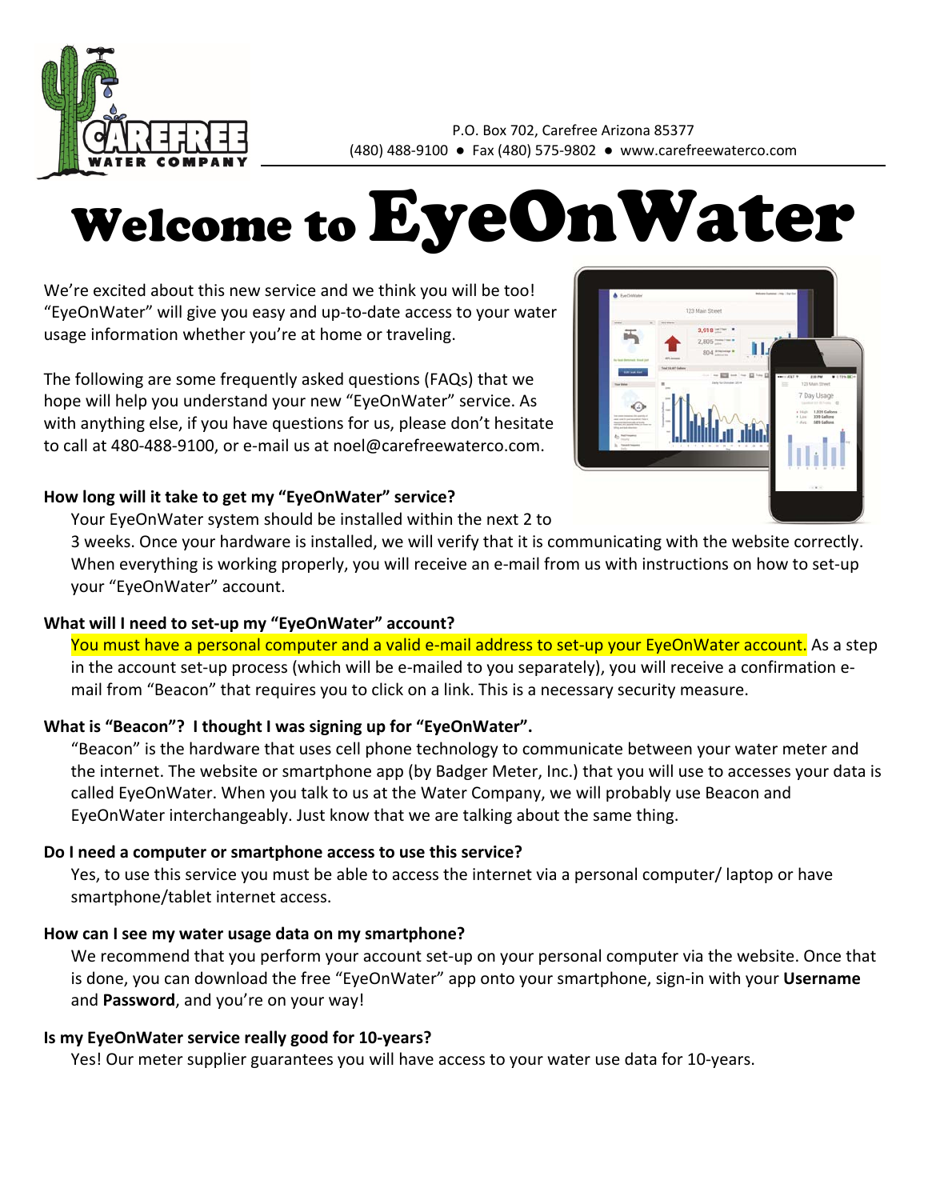P.O. Box 702, Carefree Arizona 85377
(480) 488-9100 ● Fax (480) 575-9802 ● www.carefreewaterco.com

# Welcome to EyeOnWater

We're excited about this new service and we think you will be too! "EyeOnWater" will give you easy and up-to-date access to your water usage information whether you're at home or traveling.

The following are some frequently asked questions (FAQs) that we hope will help you understand your new "EyeOnWater" service. As with anything else, if you have questions for us, please don't hesitate to call at 480-488-9100, or e-mail us at noel@carefreewaterco.com.

**How long will it take to get my "EyeOnWater" service?**

Your EyeOnWater system should be installed within the next 2 to 3 weeks. Once your hardware is installed, we will verify that it is communicating with the website correctly. When everything is working properly, you will receive an e-mail from us with instructions on how to set-up your "EyeOnWater" account.

**What will I need to set-up my "EyeOnWater" account?**

You must have a personal computer and a valid e-mail address to set-up your EyeOnWater account. As a step in the account set-up process (which will be e-mailed to you separately), you will receive a confirmation e-mail from "Beacon" that requires you to click on a link. This is a necessary security measure.

**What is "Beacon"? I thought I was signing up for "EyeOnWater".**

"Beacon" is the hardware that uses cell phone technology to communicate between your water meter and the internet. The website or smartphone app (by Badger Meter, Inc.) that you will use to accesses your data is called EyeOnWater. When you talk to us at the Water Company, we will probably use Beacon and EyeOnWater interchangeably. Just know that we are talking about the same thing.

**Do I need a computer or smartphone access to use this service?**

Yes, to use this service you must be able to access the internet via a personal computer/ laptop or have smartphone/tablet internet access.

**How can I see my water usage data on my smartphone?**

We recommend that you perform your account set-up on your personal computer via the website. Once that is done, you can download the free "EyeOnWater" app onto your smartphone, sign-in with your **Username** and **Password**, and you're on your way!

**Is my EyeOnWater service really good for 10-years?**

Yes! Our meter supplier guarantees you will have access to your water use data for 10-years.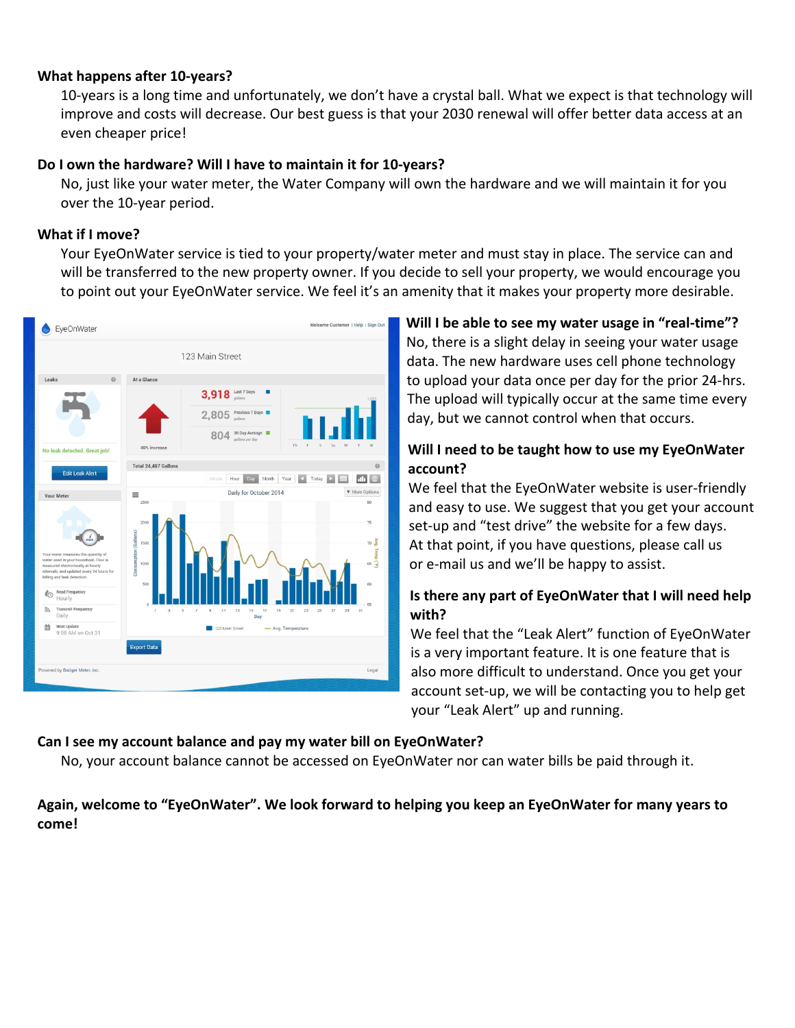**What happens after 10-years?**

10-years is a long time and unfortunately, we don't have a crystal ball. What we expect is that technology will improve and costs will decrease. Our best guess is that your 2030 renewal will offer better data access at an even cheaper price!

**Do I own the hardware? Will I have to maintain it for 10-years?**

No, just like your water meter, the Water Company will own the hardware and we will maintain it for you over the 10-year period.

**What if I move?**

Your EyeOnWater service is tied to your property/water meter and must stay in place. The service can and will be transferred to the new property owner. If you decide to sell your property, we would encourage you to point out your EyeOnWater service. We feel it's an amenity that it makes your property more desirable.

EyeOnWater

Welcome Customer | Help | Sign Out

123 Main Street

Leaks

No leak detected. Great job!

Edit Leak Alert

At a Glance

3,918 Last 7 Days gallons

2,805 Previous 7 Days gallons

804 30 Day Average gallons per day

40% increase

Total 24,487 Gallons

Daily for October 2014

Your Meter

Read Frequency Hourly

Transmit Frequency Daily

Next Update 9:59 AM on Oct 31

Export Data

Powered by Badger Meter, Inc.

Legal

**Will I be able to see my water usage in "real-time"?**

No, there is a slight delay in seeing your water usage data. The new hardware uses cell phone technology to upload your data once per day for the prior 24-hrs. The upload will typically occur at the same time every day, but we cannot control when that occurs.

**Will I need to be taught how to use my EyeOnWater account?**

We feel that the EyeOnWater website is user-friendly and easy to use. We suggest that you get your account set-up and "test drive" the website for a few days. At that point, if you have questions, please call us or e-mail us and we'll be happy to assist.

**Is there any part of EyeOnWater that I will need help with?**

We feel that the "Leak Alert" function of EyeOnWater is a very important feature. It is one feature that is also more difficult to understand. Once you get your account set-up, we will be contacting you to help get your "Leak Alert" up and running.

**Can I see my account balance and pay my water bill on EyeOnWater?**

No, your account balance cannot be accessed on EyeOnWater nor can water bills be paid through it.

**Again, welcome to "EyeOnWater". We look forward to helping you keep an EyeOnWater for many years to come!**